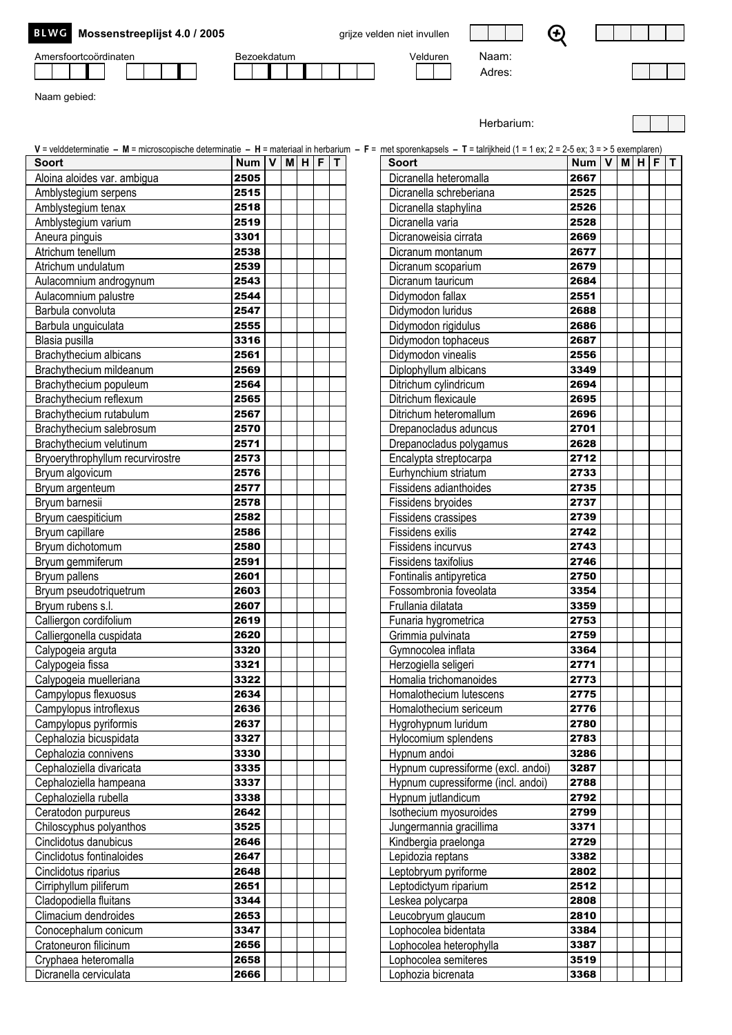**BLWG** **Mossenstreeplijst 4.0 / 2005**

grijze velden niet invullen

Amersfoortcoördinaten

Bezoekdatum

Velduren

Naam:

Adres:

Naam gebied:

Herbarium:

**V** = velddeterminatie – **M** = microscopische determinatie – **H** = materiaal in herbarium – **F** = met sporenkapsels – **T** = talrijkheid (1 = 1 ex; 2 = 2-5 ex; 3 = > 5 exemplaren)

| Soort | Num | V | M | H | F | T |
|---|---|---|---|---|---|---|
| Aloina aloides var. ambigua | 2505 | | | | | |
| Amblystegium serpens | 2515 | | | | | |
| Amblystegium tenax | 2518 | | | | | |
| Amblystegium varium | 2519 | | | | | |
| Aneura pinguis | 3301 | | | | | |
| Atrichum tenellum | 2538 | | | | | |
| Atrichum undulatum | 2539 | | | | | |
| Aulacomnium androgynum | 2543 | | | | | |
| Aulacomnium palustre | 2544 | | | | | |
| Barbula convoluta | 2547 | | | | | |
| Barbula unguiculata | 2555 | | | | | |
| Blasia pusilla | 3316 | | | | | |
| Brachythecium albicans | 2561 | | | | | |
| Brachythecium mildeanum | 2569 | | | | | |
| Brachythecium populeum | 2564 | | | | | |
| Brachythecium reflexum | 2565 | | | | | |
| Brachythecium rutabulum | 2567 | | | | | |
| Brachythecium salebrosum | 2570 | | | | | |
| Brachythecium velutinum | 2571 | | | | | |
| Bryoerythrophyllum recurvirostre | 2573 | | | | | |
| Bryum algovicum | 2576 | | | | | |
| Bryum argenteum | 2577 | | | | | |
| Bryum barnesii | 2578 | | | | | |
| Bryum caespiticium | 2582 | | | | | |
| Bryum capillare | 2586 | | | | | |
| Bryum dichotomum | 2580 | | | | | |
| Bryum gemmiferum | 2591 | | | | | |
| Bryum pallens | 2601 | | | | | |
| Bryum pseudotriquetrum | 2603 | | | | | |
| Bryum rubens s.l. | 2607 | | | | | |
| Calliergon cordifolium | 2619 | | | | | |
| Calliergonella cuspidata | 2620 | | | | | |
| Calypogeia arguta | 3320 | | | | | |
| Calypogeia fissa | 3321 | | | | | |
| Calypogeia muelleriana | 3322 | | | | | |
| Campylopus flexuosus | 2634 | | | | | |
| Campylopus introflexus | 2636 | | | | | |
| Campylopus pyriformis | 2637 | | | | | |
| Cephalozia bicuspidata | 3327 | | | | | |
| Cephalozia connivens | 3330 | | | | | |
| Cephaloziella divaricata | 3335 | | | | | |
| Cephaloziella hampeana | 3337 | | | | | |
| Cephaloziella rubella | 3338 | | | | | |
| Ceratodon purpureus | 2642 | | | | | |
| Chiloscyphus polyanthos | 3525 | | | | | |
| Cinclidotus danubicus | 2646 | | | | | |
| Cinclidotus fontinaloides | 2647 | | | | | |
| Cinclidotus riparius | 2648 | | | | | |
| Cirriphyllum piliferum | 2651 | | | | | |
| Cladopodiella fluitans | 3344 | | | | | |
| Climacium dendroides | 2653 | | | | | |
| Conocephalum conicum | 3347 | | | | | |
| Cratoneuron filicinum | 2656 | | | | | |
| Cryphaea heteromalla | 2658 | | | | | |
| Dicranella cerviculata | 2666 | | | | | |
| Dicranella heteromalla | 2667 | | | | | |
| Dicranella schreberiana | 2525 | | | | | |
| Dicranella staphylina | 2526 | | | | | |
| Dicranella varia | 2528 | | | | | |
| Dicranoweisia cirrata | 2669 | | | | | |
| Dicranum montanum | 2677 | | | | | |
| Dicranum scoparium | 2679 | | | | | |
| Dicranum tauricum | 2684 | | | | | |
| Didymodon fallax | 2551 | | | | | |
| Didymodon luridus | 2688 | | | | | |
| Didymodon rigidulus | 2686 | | | | | |
| Didymodon tophaceus | 2687 | | | | | |
| Didymodon vinealis | 2556 | | | | | |
| Diplophyllum albicans | 3349 | | | | | |
| Ditrichum cylindricum | 2694 | | | | | |
| Ditrichum flexicaule | 2695 | | | | | |
| Ditrichum heteromallum | 2696 | | | | | |
| Drepanocladus aduncus | 2701 | | | | | |
| Drepanocladus polygamus | 2628 | | | | | |
| Encalypta streptocarpa | 2712 | | | | | |
| Eurhynchium striatum | 2733 | | | | | |
| Fissidens adianthoides | 2735 | | | | | |
| Fissidens bryoides | 2737 | | | | | |
| Fissidens crassipes | 2739 | | | | | |
| Fissidens exilis | 2742 | | | | | |
| Fissidens incurvus | 2743 | | | | | |
| Fissidens taxifolius | 2746 | | | | | |
| Fontinalis antipyretica | 2750 | | | | | |
| Fossombronia foveolata | 3354 | | | | | |
| Frullania dilatata | 3359 | | | | | |
| Funaria hygrometrica | 2753 | | | | | |
| Grimmia pulvinata | 2759 | | | | | |
| Gymnocolea inflata | 3364 | | | | | |
| Herzogiella seligeri | 2771 | | | | | |
| Homalia trichomanoides | 2773 | | | | | |
| Homalothecium lutescens | 2775 | | | | | |
| Homalothecium sericeum | 2776 | | | | | |
| Hygrohypnum luridum | 2780 | | | | | |
| Hylocomium splendens | 2783 | | | | | |
| Hypnum andoi | 3286 | | | | | |
| Hypnum cupressiforme (excl. andoi) | 3287 | | | | | |
| Hypnum cupressiforme (incl. andoi) | 2788 | | | | | |
| Hypnum jutlandicum | 2792 | | | | | |
| Isothecium myosuroides | 2799 | | | | | |
| Jungermannia gracillima | 3371 | | | | | |
| Kindbergia praelonga | 2729 | | | | | |
| Lepidozia reptans | 3382 | | | | | |
| Leptobryum pyriforme | 2802 | | | | | |
| Leptodictyum riparium | 2512 | | | | | |
| Leskea polycarpa | 2808 | | | | | |
| Leucobryum glaucum | 2810 | | | | | |
| Lophocolea bidentata | 3384 | | | | | |
| Lophocolea heterophylla | 3387 | | | | | |
| Lophocolea semiteres | 3519 | | | | | |
| Lophozia bicrenata | 3368 | | | | | |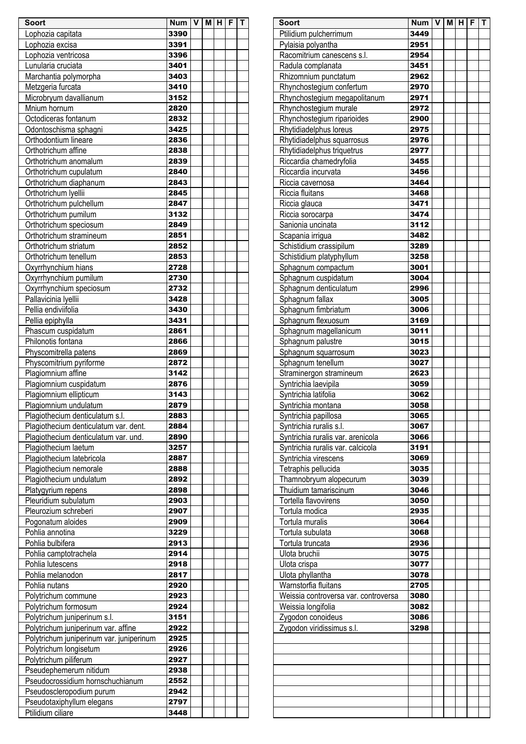| Soort | Num | V | M | H | F | T |
|---|---|---|---|---|---|---|
| Lophozia capitata | 3390 | | | | | |
| Lophozia excisa | 3391 | | | | | |
| Lophozia ventricosa | 3396 | | | | | |
| Lunularia cruciata | 3401 | | | | | |
| Marchantia polymorpha | 3403 | | | | | |
| Metzgeria furcata | 3410 | | | | | |
| Microbryum davallianum | 3152 | | | | | |
| Mnium hornum | 2820 | | | | | |
| Octodiceras fontanum | 2832 | | | | | |
| Odontoschisma sphagni | 3425 | | | | | |
| Orthodontium lineare | 2836 | | | | | |
| Orthotrichum affine | 2838 | | | | | |
| Orthotrichum anomalum | 2839 | | | | | |
| Orthotrichum cupulatum | 2840 | | | | | |
| Orthotrichum diaphanum | 2843 | | | | | |
| Orthotrichum lyellii | 2845 | | | | | |
| Orthotrichum pulchellum | 2847 | | | | | |
| Orthotrichum pumilum | 3132 | | | | | |
| Orthotrichum speciosum | 2849 | | | | | |
| Orthotrichum stramineum | 2851 | | | | | |
| Orthotrichum striatum | 2852 | | | | | |
| Orthotrichum tenellum | 2853 | | | | | |
| Oxyrrhynchium hians | 2728 | | | | | |
| Oxyrrhynchium pumilum | 2730 | | | | | |
| Oxyrrhynchium speciosum | 2732 | | | | | |
| Pallavicinia lyellii | 3428 | | | | | |
| Pellia endiviifolia | 3430 | | | | | |
| Pellia epiphylla | 3431 | | | | | |
| Phascum cuspidatum | 2861 | | | | | |
| Philonotis fontana | 2866 | | | | | |
| Physcomitrella patens | 2869 | | | | | |
| Physcomitrium pyriforme | 2872 | | | | | |
| Plagiomnium affine | 3142 | | | | | |
| Plagiomnium cuspidatum | 2876 | | | | | |
| Plagiomnium ellipticum | 3143 | | | | | |
| Plagiomnium undulatum | 2879 | | | | | |
| Plagiothecium denticulatum s.l. | 2883 | | | | | |
| Plagiothecium denticulatum var. dent. | 2884 | | | | | |
| Plagiothecium denticulatum var. und. | 2890 | | | | | |
| Plagiothecium laetum | 3257 | | | | | |
| Plagiothecium latebricola | 2887 | | | | | |
| Plagiothecium nemorale | 2888 | | | | | |
| Plagiothecium undulatum | 2892 | | | | | |
| Platygyrium repens | 2898 | | | | | |
| Pleuridium subulatum | 2903 | | | | | |
| Pleurozium schreberi | 2907 | | | | | |
| Pogonatum aloides | 2909 | | | | | |
| Pohlia annotina | 3229 | | | | | |
| Pohlia bulbifera | 2913 | | | | | |
| Pohlia camptotrachela | 2914 | | | | | |
| Pohlia lutescens | 2918 | | | | | |
| Pohlia melanodon | 2817 | | | | | |
| Pohlia nutans | 2920 | | | | | |
| Polytrichum commune | 2923 | | | | | |
| Polytrichum formosum | 2924 | | | | | |
| Polytrichum juniperinum s.l. | 3151 | | | | | |
| Polytrichum juniperinum var. affine | 2922 | | | | | |
| Polytrichum juniperinum var. juniperinum | 2925 | | | | | |
| Polytrichum longisetum | 2926 | | | | | |
| Polytrichum piliferum | 2927 | | | | | |
| Pseudephemerum nitidum | 2938 | | | | | |
| Pseudocrossidium hornschuchianum | 2552 | | | | | |
| Pseudoscleropodium purum | 2942 | | | | | |
| Pseudotaxiphyllum elegans | 2797 | | | | | |
| Ptilidium ciliare | 3448 | | | | | |
| Ptilidium pulcherrimum | 3449 | | | | | |
| Pylaisia polyantha | 2951 | | | | | |
| Racomitrium canescens s.l. | 2954 | | | | | |
| Radula complanata | 3451 | | | | | |
| Rhizomnium punctatum | 2962 | | | | | |
| Rhynchostegium confertum | 2970 | | | | | |
| Rhynchostegium megapolitanum | 2971 | | | | | |
| Rhynchostegium murale | 2972 | | | | | |
| Rhynchostegium riparioides | 2900 | | | | | |
| Rhytidiadelphus loreus | 2975 | | | | | |
| Rhytidiadelphus squarrosus | 2976 | | | | | |
| Rhytidiadelphus triquetrus | 2977 | | | | | |
| Riccardia chamedryfolia | 3455 | | | | | |
| Riccardia incurvata | 3456 | | | | | |
| Riccia cavernosa | 3464 | | | | | |
| Riccia fluitans | 3468 | | | | | |
| Riccia glauca | 3471 | | | | | |
| Riccia sorocarpa | 3474 | | | | | |
| Sanionia uncinata | 3112 | | | | | |
| Scapania irrigua | 3482 | | | | | |
| Schistidium crassipilum | 3289 | | | | | |
| Schistidium platyphyllum | 3258 | | | | | |
| Sphagnum compactum | 3001 | | | | | |
| Sphagnum cuspidatum | 3004 | | | | | |
| Sphagnum denticulatum | 2996 | | | | | |
| Sphagnum fallax | 3005 | | | | | |
| Sphagnum fimbriatum | 3006 | | | | | |
| Sphagnum flexuosum | 3169 | | | | | |
| Sphagnum magellanicum | 3011 | | | | | |
| Sphagnum palustre | 3015 | | | | | |
| Sphagnum squarrosum | 3023 | | | | | |
| Sphagnum tenellum | 3027 | | | | | |
| Straminergon stramineum | 2623 | | | | | |
| Syntrichia laevipila | 3059 | | | | | |
| Syntrichia latifolia | 3062 | | | | | |
| Syntrichia montana | 3058 | | | | | |
| Syntrichia papillosa | 3065 | | | | | |
| Syntrichia ruralis s.l. | 3067 | | | | | |
| Syntrichia ruralis var. arenicola | 3066 | | | | | |
| Syntrichia ruralis var. calcicola | 3191 | | | | | |
| Syntrichia virescens | 3069 | | | | | |
| Tetraphis pellucida | 3035 | | | | | |
| Thamnobryum alopecurum | 3039 | | | | | |
| Thuidium tamariscinum | 3046 | | | | | |
| Tortella flavovirens | 3050 | | | | | |
| Tortula modica | 2935 | | | | | |
| Tortula muralis | 3064 | | | | | |
| Tortula subulata | 3068 | | | | | |
| Tortula truncata | 2936 | | | | | |
| Ulota bruchii | 3075 | | | | | |
| Ulota crispa | 3077 | | | | | |
| Ulota phyllantha | 3078 | | | | | |
| Warnstorfia fluitans | 2705 | | | | | |
| Weissia controversa var. controversa | 3080 | | | | | |
| Weissia longifolia | 3082 | | | | | |
| Zygodon conoideus | 3086 | | | | | |
| Zygodon viridissimus s.l. | 3298 | | | | | |